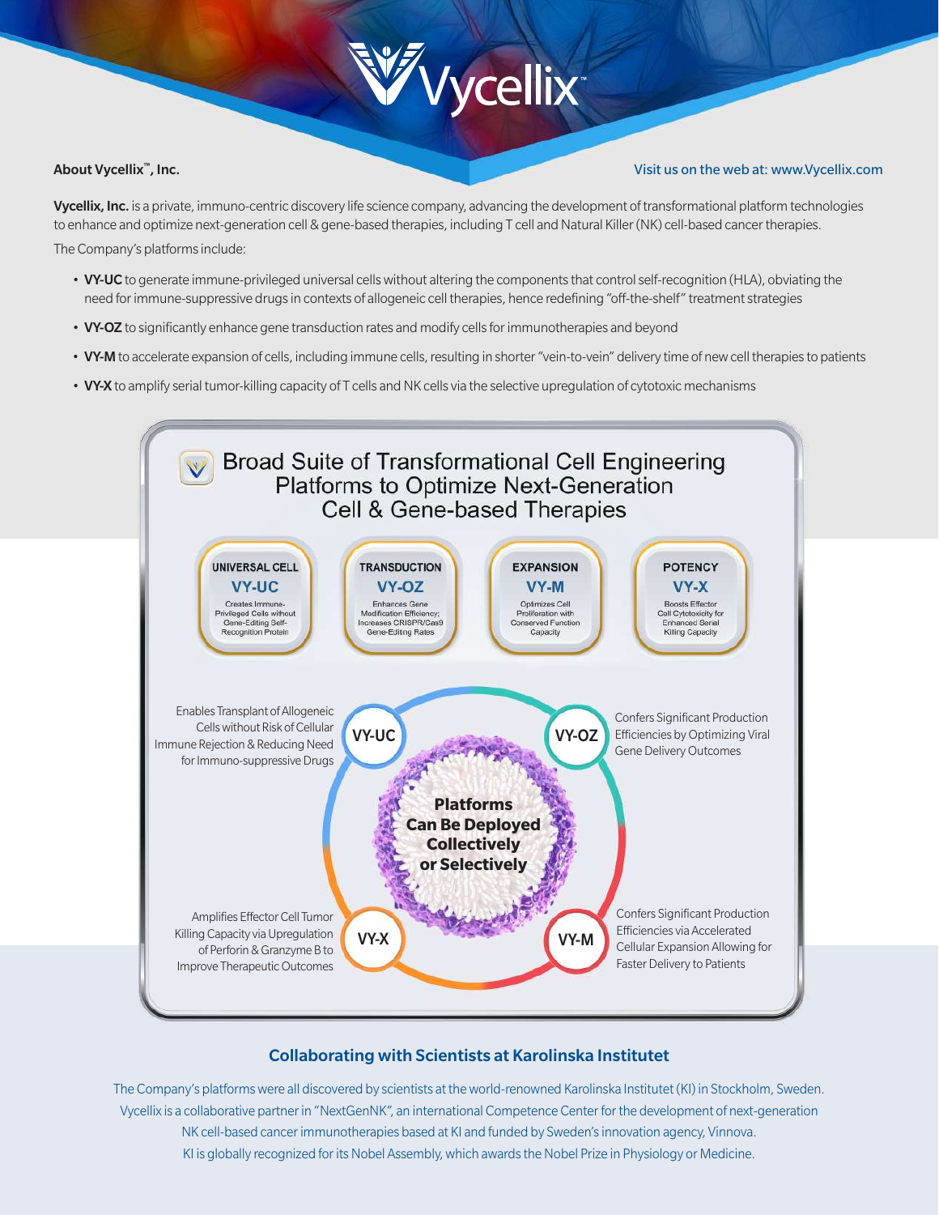# Vycellix™

**About Vycellix™, Inc.**

Visit us on the web at: www.Vycellix.com

**Vycellix, Inc.** is a private, immuno-centric discovery life science company, advancing the development of transformational platform technologies to enhance and optimize next-generation cell & gene-based therapies, including T cell and Natural Killer (NK) cell-based cancer therapies.

The Company's platforms include:

- **VY-UC** to generate immune-privileged universal cells without altering the components that control self-recognition (HLA), obviating the need for immune-suppressive drugs in contexts of allogeneic cell therapies, hence redefining "off-the-shelf" treatment strategies
- **VY-OZ** to significantly enhance gene transduction rates and modify cells for immunotherapies and beyond
- **VY-M** to accelerate expansion of cells, including immune cells, resulting in shorter "vein-to-vein" delivery time of new cell therapies to patients
- **VY-X** to amplify serial tumor-killing capacity of T cells and NK cells via the selective upregulation of cytotoxic mechanisms

## Broad Suite of Transformational Cell Engineering Platforms to Optimize Next-Generation Cell & Gene-based Therapies

**UNIVERSAL CELL — VY-UC**
Creates Immune-Privileged Cells without Gene-Editing Self-Recognition Protein

**TRANSDUCTION — VY-OZ**
Enhances Gene Modification Efficiency; Increases CRISPR/Cas9 Gene-Editing Rates

**EXPANSION — VY-M**
Optimizes Cell Proliferation with Conserved Function Capacity

**POTENCY — VY-X**
Boosts Effector Cell Cytotoxicity for Enhanced Serial Killing Capacity

**Platforms Can Be Deployed Collectively or Selectively**

**VY-UC:** Enables Transplant of Allogeneic Cells without Risk of Cellular Immune Rejection & Reducing Need for Immuno-suppressive Drugs

**VY-OZ:** Confers Significant Production Efficiencies by Optimizing Viral Gene Delivery Outcomes

**VY-X:** Amplifies Effector Cell Tumor Killing Capacity via Upregulation of Perforin & Granzyme B to Improve Therapeutic Outcomes

**VY-M:** Confers Significant Production Efficiencies via Accelerated Cellular Expansion Allowing for Faster Delivery to Patients

## Collaborating with Scientists at Karolinska Institutet

The Company's platforms were all discovered by scientists at the world-renowned Karolinska Institutet (KI) in Stockholm, Sweden. Vycellix is a collaborative partner in "NextGenNK", an international Competence Center for the development of next-generation NK cell-based cancer immunotherapies based at KI and funded by Sweden's innovation agency, Vinnova. KI is globally recognized for its Nobel Assembly, which awards the Nobel Prize in Physiology or Medicine.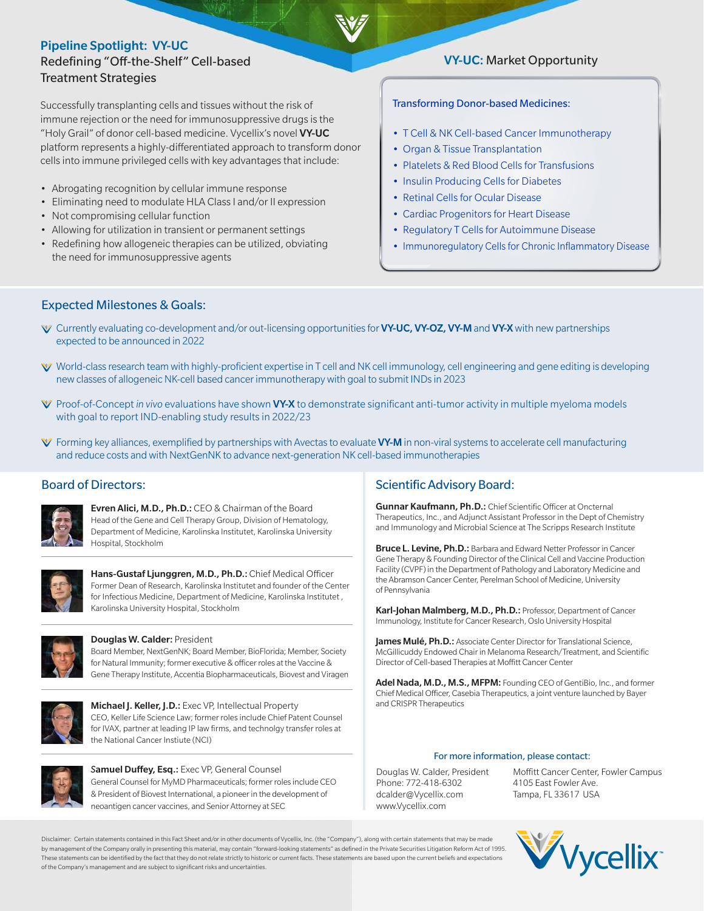## Pipeline Spotlight: VY-UC

### Redefining "Off-the-Shelf" Cell-based Treatment Strategies

Successfully transplanting cells and tissues without the risk of immune rejection or the need for immunosuppressive drugs is the "Holy Grail" of donor cell-based medicine. Vycellix's novel **VY-UC** platform represents a highly-differentiated approach to transform donor cells into immune privileged cells with key advantages that include:

- Abrogating recognition by cellular immune response
- Eliminating need to modulate HLA Class I and/or II expression
- Not compromising cellular function
- Allowing for utilization in transient or permanent settings
- Redefining how allogeneic therapies can be utilized, obviating the need for immunosuppressive agents

## VY-UC: Market Opportunity

Transforming Donor-based Medicines:

- T Cell & NK Cell-based Cancer Immunotherapy
- Organ & Tissue Transplantation
- Platelets & Red Blood Cells for Transfusions
- Insulin Producing Cells for Diabetes
- Retinal Cells for Ocular Disease
- Cardiac Progenitors for Heart Disease
- Regulatory T Cells for Autoimmune Disease
- Immunoregulatory Cells for Chronic Inflammatory Disease

## Expected Milestones & Goals:

- Currently evaluating co-development and/or out-licensing opportunities for **VY-UC, VY-OZ, VY-M** and **VY-X** with new partnerships expected to be announced in 2022
- World-class research team with highly-proficient expertise in T cell and NK cell immunology, cell engineering and gene editing is developing new classes of allogeneic NK-cell based cancer immunotherapy with goal to submit INDs in 2023
- Proof-of-Concept *in vivo* evaluations have shown **VY-X** to demonstrate significant anti-tumor activity in multiple myeloma models with goal to report IND-enabling study results in 2022/23
- Forming key alliances, exemplified by partnerships with Avectas to evaluate **VY-M** in non-viral systems to accelerate cell manufacturing and reduce costs and with NextGenNK to advance next-generation NK cell-based immunotherapies

## Board of Directors:

**Evren Alici, M.D., Ph.D.:** CEO & Chairman of the Board
Head of the Gene and Cell Therapy Group, Division of Hematology, Department of Medicine, Karolinska Institutet, Karolinska University Hospital, Stockholm

**Hans-Gustaf Ljunggren, M.D., Ph.D.:** Chief Medical Officer
Former Dean of Research, Karolinska Institutet and founder of the Center for Infectious Medicine, Department of Medicine, Karolinska Institutet , Karolinska University Hospital, Stockholm

**Douglas W. Calder:** President
Board Member, NextGenNK; Board Member, BioFlorida; Member, Society for Natural Immunity; former executive & officer roles at the Vaccine & Gene Therapy Institute, Accentia Biopharmaceuticals, Biovest and Viragen

**Michael J. Keller, J.D.:** Exec VP, Intellectual Property
CEO, Keller Life Science Law; former roles include Chief Patent Counsel for IVAX, partner at leading IP law firms, and technolgy transfer roles at the National Cancer Institute (NCI)

**Samuel Duffey, Esq.:** Exec VP, General Counsel
General Counsel for MyMD Pharmaceuticals; former roles include CEO & President of Biovest International, a pioneer in the development of neoantigen cancer vaccines, and Senior Attorney at SEC

## Scientific Advisory Board:

**Gunnar Kaufmann, Ph.D.:** Chief Scientific Officer at Oncternal Therapeutics, Inc., and Adjunct Assistant Professor in the Dept of Chemistry and Immunology and Microbial Science at The Scripps Research Institute

**Bruce L. Levine, Ph.D.:** Barbara and Edward Netter Professor in Cancer Gene Therapy & Founding Director of the Clinical Cell and Vaccine Production Facility (CVPF) in the Department of Pathology and Laboratory Medicine and the Abramson Cancer Center, Perelman School of Medicine, University of Pennsylvania

**Karl-Johan Malmberg, M.D., Ph.D.:** Professor, Department of Cancer Immunology, Institute for Cancer Research, Oslo University Hospital

**James Mulé, Ph.D.:** Associate Center Director for Translational Science, McGillicuddy Endowed Chair in Melanoma Research/Treatment, and Scientific Director of Cell-based Therapies at Moffitt Cancer Center

**Adel Nada, M.D., M.S., MFPM:** Founding CEO of GentiBio, Inc., and former Chief Medical Officer, Casebia Therapeutics, a joint venture launched by Bayer and CRISPR Therapeutics

For more information, please contact:

Douglas W. Calder, President
Phone: 772-418-6302
dcalder@Vycellix.com
www.Vycellix.com

Moffitt Cancer Center, Fowler Campus
4105 East Fowler Ave.
Tampa, FL 33617 USA

Disclaimer: Certain statements contained in this Fact Sheet and/or in other documents of Vycellix, Inc. (the "Company"), along with certain statements that may be made by management of the Company orally in presenting this material, may contain "forward-looking statements" as defined in the Private Securities Litigation Reform Act of 1995. These statements can be identified by the fact that they do not relate strictly to historic or current facts. These statements are based upon the current beliefs and expectations of the Company's management and are subject to significant risks and uncertainties.

Vycellix™